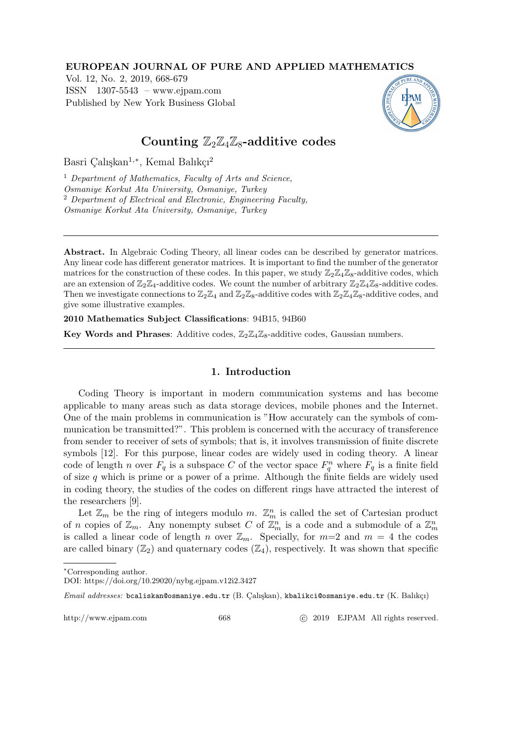**EUROPEAN JOURNAL OF PURE AND APPLIED MATHEMATICS**
Vol. 12, No. 2, 2019, 668-679
ISSN 1307-5543 – www.ejpam.com
Published by New York Business Global

# Counting $\mathbb{Z}_2\mathbb{Z}_4\mathbb{Z}_8$-additive codes

Basri Çalışkan[1,∗], Kemal Balıkçı[2]

[1] *Department of Mathematics, Faculty of Arts and Science, Osmaniye Korkut Ata University, Osmaniye, Turkey*
[2] *Department of Electrical and Electronic, Engineering Faculty, Osmaniye Korkut Ata University, Osmaniye, Turkey*

---

**Abstract.** In Algebraic Coding Theory, all linear codes can be described by generator matrices. Any linear code has different generator matrices. It is important to find the number of the generator matrices for the construction of these codes. In this paper, we study $\mathbb{Z}_2\mathbb{Z}_4\mathbb{Z}_8$-additive codes, which are an extension of $\mathbb{Z}_2\mathbb{Z}_4$-additive codes. We count the number of arbitrary $\mathbb{Z}_2\mathbb{Z}_4\mathbb{Z}_8$-additive codes. Then we investigate connections to $\mathbb{Z}_2\mathbb{Z}_4$ and $\mathbb{Z}_2\mathbb{Z}_8$-additive codes with $\mathbb{Z}_2\mathbb{Z}_4\mathbb{Z}_8$-additive codes, and give some illustrative examples.

**2010 Mathematics Subject Classifications**: 94B15, 94B60

**Key Words and Phrases**: Additive codes, $\mathbb{Z}_2\mathbb{Z}_4\mathbb{Z}_8$-additive codes, Gaussian numbers.

---

## 1. Introduction

Coding Theory is important in modern communication systems and has become applicable to many areas such as data storage devices, mobile phones and the Internet. One of the main problems in communication is "How accurately can the symbols of communication be transmitted?". This problem is concerned with the accuracy of transference from sender to receiver of sets of symbols; that is, it involves transmission of finite discrete symbols [12]. For this purpose, linear codes are widely used in coding theory. A linear code of length $n$ over $F_q$ is a subspace $C$ of the vector space $F_q^n$ where $F_q$ is a finite field of size $q$ which is prime or a power of a prime. Although the finite fields are widely used in coding theory, the studies of the codes on different rings have attracted the interest of the researchers [9].

Let $\mathbb{Z}_m$ be the ring of integers modulo $m$. $\mathbb{Z}_m^n$ is called the set of Cartesian product of $n$ copies of $\mathbb{Z}_m$. Any nonempty subset $C$ of $\mathbb{Z}_m^n$ is a code and a submodule of a $\mathbb{Z}_m^n$ is called a linear code of length $n$ over $\mathbb{Z}_m$. Specially, for $m$=2 and $m = 4$ the codes are called binary ($\mathbb{Z}_2$) and quaternary codes ($\mathbb{Z}_4$), respectively. It was shown that specific

---

∗Corresponding author.

DOI: https://doi.org/10.29020/nybg.ejpam.v12i2.3427

*Email addresses:* bcaliskan@osmaniye.edu.tr (B. Çalışkan), kbalikci@osmaniye.edu.tr (K. Balıkçı)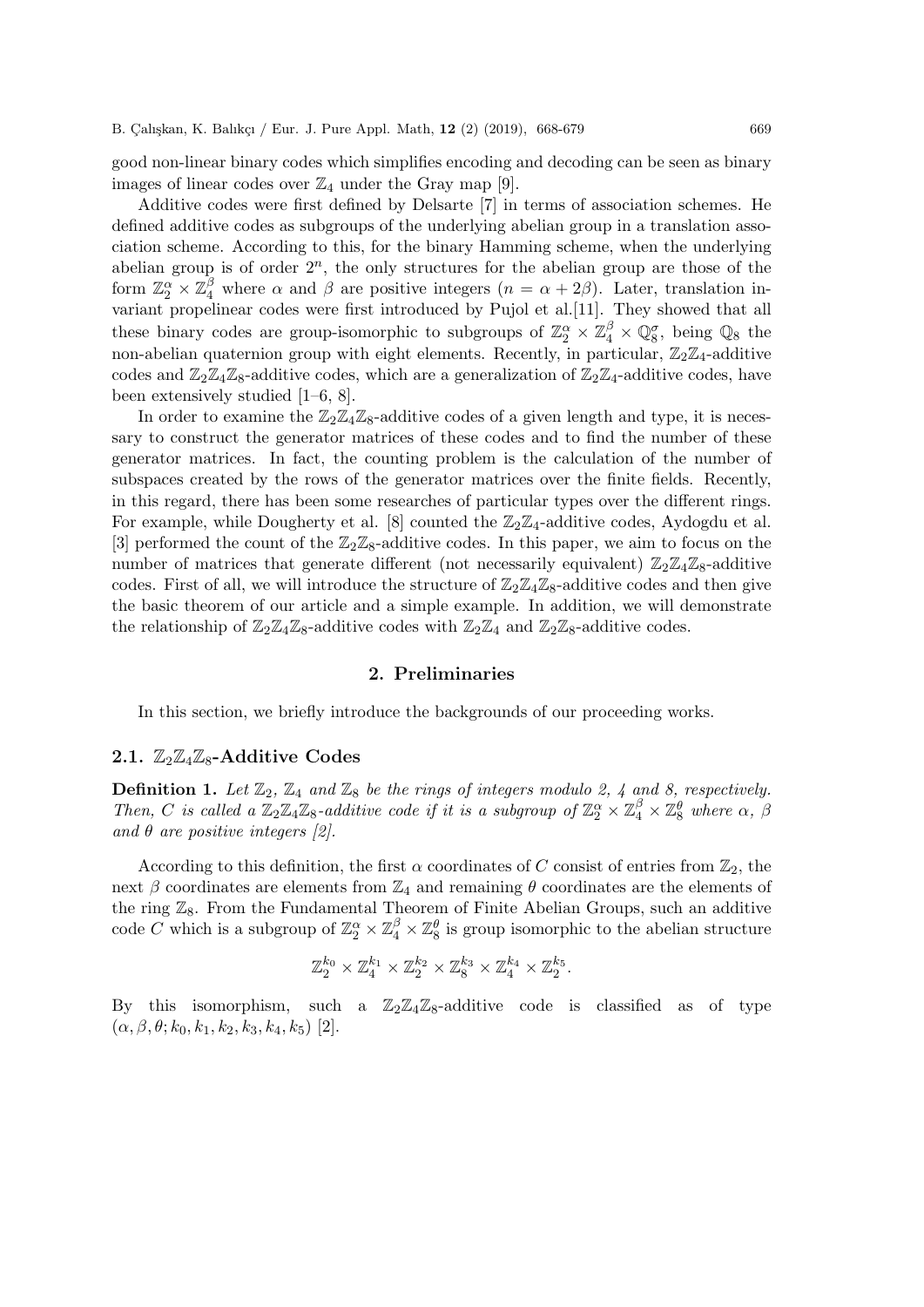good non-linear binary codes which simplifies encoding and decoding can be seen as binary images of linear codes over $\mathbb{Z}_4$ under the Gray map [9].

Additive codes were first defined by Delsarte [7] in terms of association schemes. He defined additive codes as subgroups of the underlying abelian group in a translation association scheme. According to this, for the binary Hamming scheme, when the underlying abelian group is of order $2^n$, the only structures for the abelian group are those of the form $\mathbb{Z}_2^\alpha \times \mathbb{Z}_4^\beta$ where $\alpha$ and $\beta$ are positive integers ($n = \alpha + 2\beta$). Later, translation invariant propelinear codes were first introduced by Pujol et al.[11]. They showed that all these binary codes are group-isomorphic to subgroups of $\mathbb{Z}_2^\alpha \times \mathbb{Z}_4^\beta \times \mathbb{Q}_8^\sigma$, being $\mathbb{Q}_8$ the non-abelian quaternion group with eight elements. Recently, in particular, $\mathbb{Z}_2\mathbb{Z}_4$-additive codes and $\mathbb{Z}_2\mathbb{Z}_4\mathbb{Z}_8$-additive codes, which are a generalization of $\mathbb{Z}_2\mathbb{Z}_4$-additive codes, have been extensively studied [1–6, 8].

In order to examine the $\mathbb{Z}_2\mathbb{Z}_4\mathbb{Z}_8$-additive codes of a given length and type, it is necessary to construct the generator matrices of these codes and to find the number of these generator matrices. In fact, the counting problem is the calculation of the number of subspaces created by the rows of the generator matrices over the finite fields. Recently, in this regard, there has been some researches of particular types over the different rings. For example, while Dougherty et al. [8] counted the $\mathbb{Z}_2\mathbb{Z}_4$-additive codes, Aydogdu et al. [3] performed the count of the $\mathbb{Z}_2\mathbb{Z}_8$-additive codes. In this paper, we aim to focus on the number of matrices that generate different (not necessarily equivalent) $\mathbb{Z}_2\mathbb{Z}_4\mathbb{Z}_8$-additive codes. First of all, we will introduce the structure of $\mathbb{Z}_2\mathbb{Z}_4\mathbb{Z}_8$-additive codes and then give the basic theorem of our article and a simple example. In addition, we will demonstrate the relationship of $\mathbb{Z}_2\mathbb{Z}_4\mathbb{Z}_8$-additive codes with $\mathbb{Z}_2\mathbb{Z}_4$ and $\mathbb{Z}_2\mathbb{Z}_8$-additive codes.

## 2. Preliminaries

In this section, we briefly introduce the backgrounds of our proceeding works.

### 2.1. $\mathbb{Z}_2\mathbb{Z}_4\mathbb{Z}_8$-Additive Codes

**Definition 1.** *Let $\mathbb{Z}_2$, $\mathbb{Z}_4$ and $\mathbb{Z}_8$ be the rings of integers modulo 2, 4 and 8, respectively. Then, $C$ is called a $\mathbb{Z}_2\mathbb{Z}_4\mathbb{Z}_8$-additive code if it is a subgroup of $\mathbb{Z}_2^\alpha \times \mathbb{Z}_4^\beta \times \mathbb{Z}_8^\theta$ where $\alpha$, $\beta$ and $\theta$ are positive integers [2].*

According to this definition, the first $\alpha$ coordinates of $C$ consist of entries from $\mathbb{Z}_2$, the next $\beta$ coordinates are elements from $\mathbb{Z}_4$ and remaining $\theta$ coordinates are the elements of the ring $\mathbb{Z}_8$. From the Fundamental Theorem of Finite Abelian Groups, such an additive code $C$ which is a subgroup of $\mathbb{Z}_2^\alpha \times \mathbb{Z}_4^\beta \times \mathbb{Z}_8^\theta$ is group isomorphic to the abelian structure

$$\mathbb{Z}_2^{k_0} \times \mathbb{Z}_4^{k_1} \times \mathbb{Z}_2^{k_2} \times \mathbb{Z}_8^{k_3} \times \mathbb{Z}_4^{k_4} \times \mathbb{Z}_2^{k_5}.$$

By this isomorphism, such a $\mathbb{Z}_2\mathbb{Z}_4\mathbb{Z}_8$-additive code is classified as of type $(\alpha, \beta, \theta; k_0, k_1, k_2, k_3, k_4, k_5)$ [2].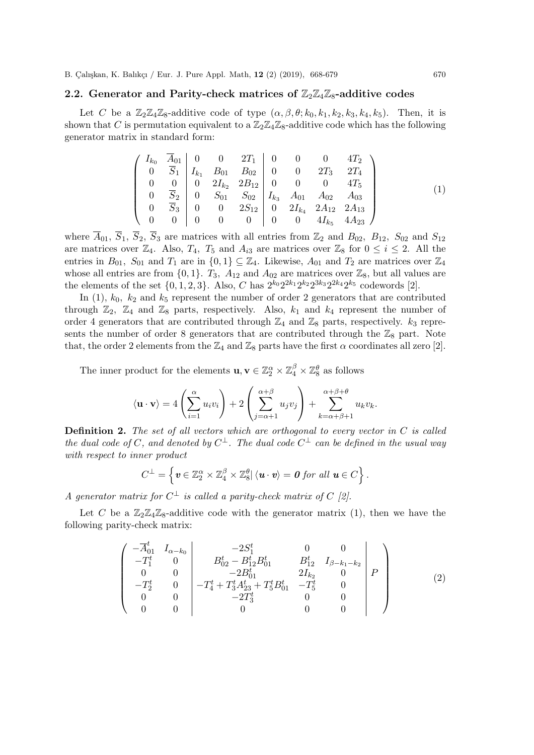### 2.2. Generator and Parity-check matrices of $\mathbb{Z}_2\mathbb{Z}_4\mathbb{Z}_8$-additive codes

Let $C$ be a $\mathbb{Z}_2\mathbb{Z}_4\mathbb{Z}_8$-additive code of type $(\alpha, \beta, \theta; k_0, k_1, k_2, k_3, k_4, k_5)$. Then, it is shown that $C$ is permutation equivalent to a $\mathbb{Z}_2\mathbb{Z}_4\mathbb{Z}_8$-additive code which has the following generator matrix in standard form:

$$\left(\begin{array}{cc|ccc|cccc} I_{k_0} & \overline{A}_{01} & 0 & 0 & 2T_1 & 0 & 0 & 0 & 4T_2 \\ 0 & \overline{S}_1 & I_{k_1} & B_{01} & B_{02} & 0 & 0 & 2T_3 & 2T_4 \\ 0 & 0 & 0 & 2I_{k_2} & 2B_{12} & 0 & 0 & 0 & 4T_5 \\ 0 & \overline{S}_2 & 0 & S_{01} & S_{02} & I_{k_3} & A_{01} & A_{02} & A_{03} \\ 0 & \overline{S}_3 & 0 & 0 & 2S_{12} & 0 & 2I_{k_4} & 2A_{12} & 2A_{13} \\ 0 & 0 & 0 & 0 & 0 & 0 & 0 & 4I_{k_5} & 4A_{23} \end{array}\right) \tag{1}$$

where $\overline{A}_{01}$, $\overline{S}_1$, $\overline{S}_2$, $\overline{S}_3$ are matrices with all entries from $\mathbb{Z}_2$ and $B_{02}$, $B_{12}$, $S_{02}$ and $S_{12}$ are matrices over $\mathbb{Z}_4$. Also, $T_4$, $T_5$ and $A_{i3}$ are matrices over $\mathbb{Z}_8$ for $0 \leq i \leq 2$. All the entries in $B_{01}$, $S_{01}$ and $T_1$ are in $\{0,1\} \subseteq \mathbb{Z}_4$. Likewise, $A_{01}$ and $T_2$ are matrices over $\mathbb{Z}_4$ whose all entries are from $\{0,1\}$. $T_3$, $A_{12}$ and $A_{02}$ are matrices over $\mathbb{Z}_8$, but all values are the elements of the set $\{0,1,2,3\}$. Also, $C$ has $2^{k_0}2^{2k_1}2^{k_2}2^{3k_3}2^{2k_4}2^{k_5}$ codewords [2].

In (1), $k_0$, $k_2$ and $k_5$ represent the number of order 2 generators that are contributed through $\mathbb{Z}_2$, $\mathbb{Z}_4$ and $\mathbb{Z}_8$ parts, respectively. Also, $k_1$ and $k_4$ represent the number of order 4 generators that are contributed through $\mathbb{Z}_4$ and $\mathbb{Z}_8$ parts, respectively. $k_3$ represents the number of order 8 generators that are contributed through the $\mathbb{Z}_8$ part. Note that, the order 2 elements from the $\mathbb{Z}_4$ and $\mathbb{Z}_8$ parts have the first $\alpha$ coordinates all zero [2].

The inner product for the elements $\mathbf{u}, \mathbf{v} \in \mathbb{Z}_2^\alpha \times \mathbb{Z}_4^\beta \times \mathbb{Z}_8^\theta$ as follows

$$\langle \mathbf{u} \cdot \mathbf{v} \rangle = 4\left(\sum_{i=1}^{\alpha} u_i v_i\right) + 2\left(\sum_{j=\alpha+1}^{\alpha+\beta} u_j v_j\right) + \sum_{k=\alpha+\beta+1}^{\alpha+\beta+\theta} u_k v_k.$$

**Definition 2.** *The set of all vectors which are orthogonal to every vector in $C$ is called the dual code of $C$, and denoted by $C^\perp$. The dual code $C^\perp$ can be defined in the usual way with respect to inner product*

$$C^\perp = \left\{ \boldsymbol{v} \in \mathbb{Z}_2^\alpha \times \mathbb{Z}_4^\beta \times \mathbb{Z}_8^\theta | \, \langle \boldsymbol{u} \cdot \boldsymbol{v} \rangle = \boldsymbol{0} \text{ for all } \boldsymbol{u} \in C \right\}.$$

*A generator matrix for $C^\perp$ is called a parity-check matrix of $C$ [2].*

Let $C$ be a $\mathbb{Z}_2\mathbb{Z}_4\mathbb{Z}_8$-additive code with the generator matrix (1), then we have the following parity-check matrix:

$$\left(\begin{array}{cc|ccc|c} -\overline{A}_{01}^t & I_{\alpha-k_0} & -2S_1^t & 0 & 0 & \\ -T_1^t & 0 & B_{02}^t - B_{12}^t B_{01}^t & B_{12}^t & I_{\beta-k_1-k_2} & \\ 0 & 0 & -2B_{01}^t & 2I_{k_2} & 0 & P \\ -T_2^t & 0 & -T_4^t + T_3^t A_{23}^t + T_5^t B_{01}^t & -T_5^t & 0 & \\ 0 & 0 & -2T_3^t & 0 & 0 & \\ 0 & 0 & 0 & 0 & 0 & \end{array}\right) \tag{2}$$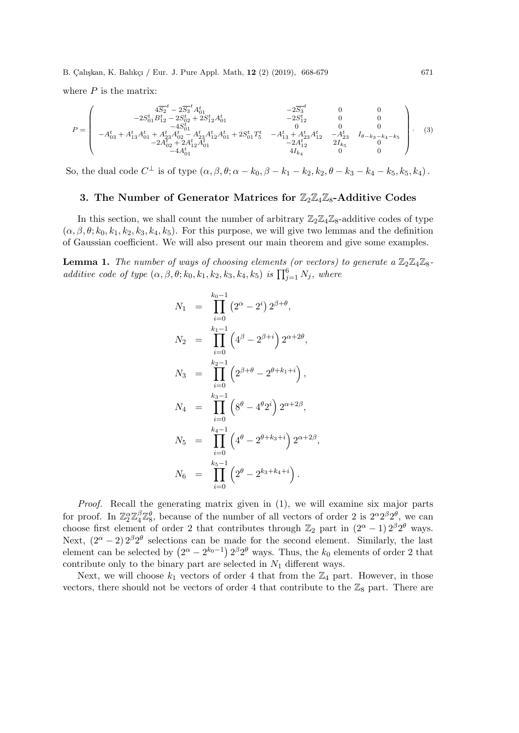where $P$ is the matrix:

$$P = \begin{pmatrix} 4\overline{S_2}^t - 2\overline{S_3}^t A_{01}^t & -2\overline{S_3}^t & 0 & 0 \\ -2S_{01}^t B_{12}^t - 2S_{02}^t + 2S_{12}^t A_{01}^t & -2S_{12}^t & 0 & 0 \\ -4S_{01}^t & 0 & 0 & 0 \\ -A_{03}^t + A_{13}^t A_{01}^t + A_{23}^t A_{02}^t - A_{23}^t A_{12}^t A_{01}^t + 2S_{01}^t T_5^t & -A_{13}^t + A_{23}^t A_{12}^t & -A_{23}^t & I_{\theta-k_3-k_4-k_5} \\ -2A_{02}^t + 2A_{12}^t A_{01}^t & -2A_{12}^t & 2I_{k_5} & 0 \\ -4A_{01}^t & 4I_{k_4} & 0 & 0 \end{pmatrix}. \quad (3)$$

So, the dual code $C^{\perp}$ is of type $(\alpha, \beta, \theta; \alpha - k_0, \beta - k_1 - k_2, k_2, \theta - k_3 - k_4 - k_5, k_5, k_4)$.

## 3. The Number of Generator Matrices for $\mathbb{Z}_2\mathbb{Z}_4\mathbb{Z}_8$-Additive Codes

In this section, we shall count the number of arbitrary $\mathbb{Z}_2\mathbb{Z}_4\mathbb{Z}_8$-additive codes of type $(\alpha, \beta, \theta; k_0, k_1, k_2, k_3, k_4, k_5)$. For this purpose, we will give two lemmas and the definition of Gaussian coefficient. We will also present our main theorem and give some examples.

**Lemma 1.** *The number of ways of choosing elements (or vectors) to generate a $\mathbb{Z}_2\mathbb{Z}_4\mathbb{Z}_8$-additive code of type $(\alpha, \beta, \theta; k_0, k_1, k_2, k_3, k_4, k_5)$ is $\prod_{j=1}^{6} N_j$, where*

$$\begin{aligned} N_1 &= \prod_{i=0}^{k_0-1} \left(2^{\alpha} - 2^{i}\right) 2^{\beta+\theta}, \\ N_2 &= \prod_{i=0}^{k_1-1} \left(4^{\beta} - 2^{\beta+i}\right) 2^{\alpha+2\theta}, \\ N_3 &= \prod_{i=0}^{k_2-1} \left(2^{\beta+\theta} - 2^{\theta+k_1+i}\right), \\ N_4 &= \prod_{i=0}^{k_3-1} \left(8^{\theta} - 4^{\theta} 2^{i}\right) 2^{\alpha+2\beta}, \\ N_5 &= \prod_{i=0}^{k_4-1} \left(4^{\theta} - 2^{\theta+k_3+i}\right) 2^{\alpha+2\beta}, \\ N_6 &= \prod_{i=0}^{k_5-1} \left(2^{\theta} - 2^{k_3+k_4+i}\right). \end{aligned}$$

*Proof.* Recall the generating matrix given in (1), we will examine six major parts for proof. In $\mathbb{Z}_2^{\alpha}\mathbb{Z}_4^{\beta}\mathbb{Z}_8^{\theta}$, because of the number of all vectors of order 2 is $2^{\alpha}2^{\beta}2^{\theta}$, we can choose first element of order 2 that contributes through $\mathbb{Z}_2$ part in $(2^{\alpha} - 1) 2^{\beta}2^{\theta}$ ways. Next, $(2^{\alpha} - 2) 2^{\beta}2^{\theta}$ selections can be made for the second element. Similarly, the last element can be selected by $\left(2^{\alpha} - 2^{k_0-1}\right) 2^{\beta}2^{\theta}$ ways. Thus, the $k_0$ elements of order 2 that contribute only to the binary part are selected in $N_1$ different ways.

Next, we will choose $k_1$ vectors of order 4 that from the $\mathbb{Z}_4$ part. However, in those vectors, there should not be vectors of order 4 that contribute to the $\mathbb{Z}_8$ part. There are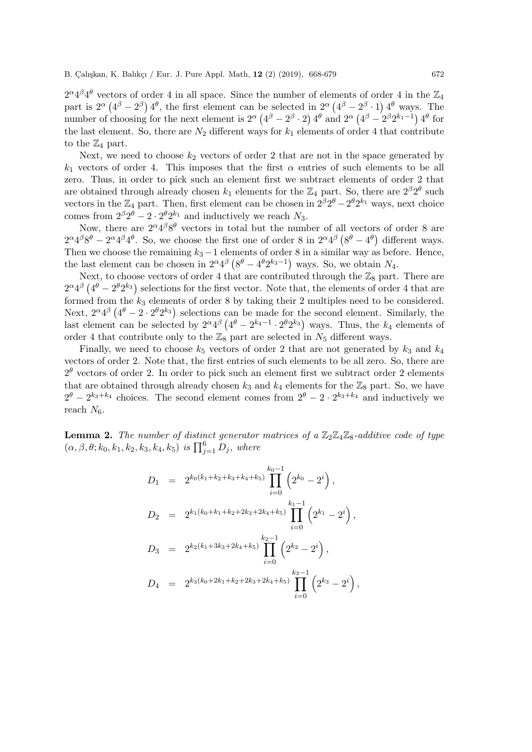$2^{\alpha}4^{\beta}4^{\theta}$ vectors of order 4 in all space. Since the number of elements of order 4 in the $\mathbb{Z}_4$ part is $2^{\alpha}\left(4^{\beta}-2^{\beta}\right)4^{\theta}$, the first element can be selected in $2^{\alpha}\left(4^{\beta}-2^{\beta}\cdot 1\right)4^{\theta}$ ways. The number of choosing for the next element is $2^{\alpha}\left(4^{\beta}-2^{\beta}\cdot 2\right)4^{\theta}$ and $2^{\alpha}\left(4^{\beta}-2^{\beta}2^{k_1-1}\right)4^{\theta}$ for the last element. So, there are $N_2$ different ways for $k_1$ elements of order 4 that contribute to the $\mathbb{Z}_4$ part.

Next, we need to choose $k_2$ vectors of order 2 that are not in the space generated by $k_1$ vectors of order 4. This imposes that the first $\alpha$ entries of such elements to be all zero. Thus, in order to pick such an element first we subtract elements of order 2 that are obtained through already chosen $k_1$ elements for the $\mathbb{Z}_4$ part. So, there are $2^{\beta}2^{\theta}$ such vectors in the $\mathbb{Z}_4$ part. Then, first element can be chosen in $2^{\beta}2^{\theta}-2^{\theta}2^{k_1}$ ways, next choice comes from $2^{\beta}2^{\theta}-2\cdot 2^{\theta}2^{k_1}$ and inductively we reach $N_3$.

Now, there are $2^{\alpha}4^{\beta}8^{\theta}$ vectors in total but the number of all vectors of order 8 are $2^{\alpha}4^{\beta}8^{\theta}-2^{\alpha}4^{\beta}4^{\theta}$. So, we choose the first one of order 8 in $2^{\alpha}4^{\beta}\left(8^{\theta}-4^{\theta}\right)$ different ways. Then we choose the remaining $k_3-1$ elements of order 8 in a similar way as before. Hence, the last element can be chosen in $2^{\alpha}4^{\beta}\left(8^{\theta}-4^{\theta}2^{k_3-1}\right)$ ways. So, we obtain $N_4$.

Next, to choose vectors of order 4 that are contributed through the $\mathbb{Z}_8$ part. There are $2^{\alpha}4^{\beta}\left(4^{\theta}-2^{\theta}2^{k_3}\right)$ selections for the first vector. Note that, the elements of order 4 that are formed from the $k_3$ elements of order 8 by taking their 2 multiples need to be considered. Next, $2^{\alpha}4^{\beta}\left(4^{\theta}-2\cdot 2^{\theta}2^{k_3}\right)$ selections can be made for the second element. Similarly, the last element can be selected by $2^{\alpha}4^{\beta}\left(4^{\theta}-2^{k_4-1}\cdot 2^{\theta}2^{k_3}\right)$ ways. Thus, the $k_4$ elements of order 4 that contribute only to the $\mathbb{Z}_8$ part are selected in $N_5$ different ways.

Finally, we need to choose $k_5$ vectors of order 2 that are not generated by $k_3$ and $k_4$ vectors of order 2. Note that, the first entries of such elements to be all zero. So, there are $2^{\theta}$ vectors of order 2. In order to pick such an element first we subtract order 2 elements that are obtained through already chosen $k_3$ and $k_4$ elements for the $\mathbb{Z}_8$ part. So, we have $2^{\theta}-2^{k_3+k_4}$ choices. The second element comes from $2^{\theta}-2\cdot 2^{k_3+k_4}$ and inductively we reach $N_6$.

**Lemma 2.** *The number of distinct generator matrices of a $\mathbb{Z}_2\mathbb{Z}_4\mathbb{Z}_8$-additive code of type $(\alpha,\beta,\theta;k_0,k_1,k_2,k_3,k_4,k_5)$ is $\prod_{j=1}^{6} D_j$, where*

$$
\begin{aligned}
D_1 &= 2^{k_0(k_1+k_2+k_3+k_4+k_5)}\prod_{i=0}^{k_0-1}\left(2^{k_0}-2^{i}\right),\\
D_2 &= 2^{k_1(k_0+k_1+k_2+2k_3+2k_4+k_5)}\prod_{i=0}^{k_1-1}\left(2^{k_1}-2^{i}\right),\\
D_3 &= 2^{k_2(k_1+3k_3+2k_4+k_5)}\prod_{i=0}^{k_2-1}\left(2^{k_2}-2^{i}\right),\\
D_4 &= 2^{k_3(k_0+2k_1+k_2+2k_3+2k_4+k_5)}\prod_{i=0}^{k_3-1}\left(2^{k_3}-2^{i}\right),
\end{aligned}
$$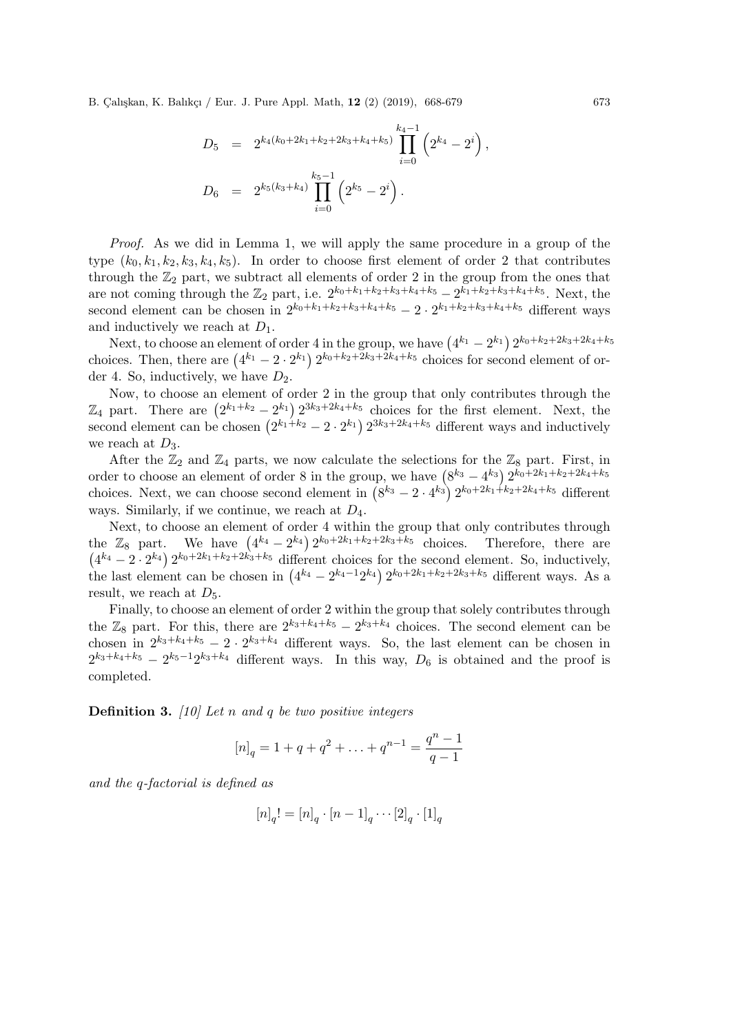$$D_5 = 2^{k_4(k_0+2k_1+k_2+2k_3+k_4+k_5)} \prod_{i=0}^{k_4-1} \left(2^{k_4} - 2^i\right),$$

$$D_6 = 2^{k_5(k_3+k_4)} \prod_{i=0}^{k_5-1} \left(2^{k_5} - 2^i\right).$$

*Proof.* As we did in Lemma 1, we will apply the same procedure in a group of the type $(k_0, k_1, k_2, k_3, k_4, k_5)$. In order to choose first element of order 2 that contributes through the $\mathbb{Z}_2$ part, we subtract all elements of order 2 in the group from the ones that are not coming through the $\mathbb{Z}_2$ part, i.e. $2^{k_0+k_1+k_2+k_3+k_4+k_5} - 2^{k_1+k_2+k_3+k_4+k_5}$. Next, the second element can be chosen in $2^{k_0+k_1+k_2+k_3+k_4+k_5} - 2 \cdot 2^{k_1+k_2+k_3+k_4+k_5}$ different ways and inductively we reach at $D_1$.

Next, to choose an element of order 4 in the group, we have $\left(4^{k_1} - 2^{k_1}\right) 2^{k_0+k_2+2k_3+2k_4+k_5}$ choices. Then, there are $\left(4^{k_1} - 2 \cdot 2^{k_1}\right) 2^{k_0+k_2+2k_3+2k_4+k_5}$ choices for second element of order 4. So, inductively, we have $D_2$.

Now, to choose an element of order 2 in the group that only contributes through the $\mathbb{Z}_4$ part. There are $\left(2^{k_1+k_2} - 2^{k_1}\right) 2^{3k_3+2k_4+k_5}$ choices for the first element. Next, the second element can be chosen $\left(2^{k_1+k_2} - 2 \cdot 2^{k_1}\right) 2^{3k_3+2k_4+k_5}$ different ways and inductively we reach at $D_3$.

After the $\mathbb{Z}_2$ and $\mathbb{Z}_4$ parts, we now calculate the selections for the $\mathbb{Z}_8$ part. First, in order to choose an element of order 8 in the group, we have $\left(8^{k_3} - 4^{k_3}\right) 2^{k_0+2k_1+k_2+2k_4+k_5}$ choices. Next, we can choose second element in $\left(8^{k_3} - 2 \cdot 4^{k_3}\right) 2^{k_0+2k_1+k_2+2k_4+k_5}$ different ways. Similarly, if we continue, we reach at $D_4$.

Next, to choose an element of order 4 within the group that only contributes through the $\mathbb{Z}_8$ part. We have $\left(4^{k_4} - 2^{k_4}\right) 2^{k_0+2k_1+k_2+2k_3+k_5}$ choices. Therefore, there are $\left(4^{k_4} - 2 \cdot 2^{k_4}\right) 2^{k_0+2k_1+k_2+2k_3+k_5}$ different choices for the second element. So, inductively, the last element can be chosen in $\left(4^{k_4} - 2^{k_4-1} 2^{k_4}\right) 2^{k_0+2k_1+k_2+2k_3+k_5}$ different ways. As a result, we reach at $D_5$.

Finally, to choose an element of order 2 within the group that solely contributes through the $\mathbb{Z}_8$ part. For this, there are $2^{k_3+k_4+k_5} - 2^{k_3+k_4}$ choices. The second element can be chosen in $2^{k_3+k_4+k_5} - 2 \cdot 2^{k_3+k_4}$ different ways. So, the last element can be chosen in $2^{k_3+k_4+k_5} - 2^{k_5-1} 2^{k_3+k_4}$ different ways. In this way, $D_6$ is obtained and the proof is completed.

**Definition 3.** *[10] Let $n$ and $q$ be two positive integers*

$$[n]_q = 1 + q + q^2 + \ldots + q^{n-1} = \frac{q^n - 1}{q - 1}$$

*and the q-factorial is defined as*

$$[n]_q! = [n]_q \cdot [n-1]_q \cdots [2]_q \cdot [1]_q$$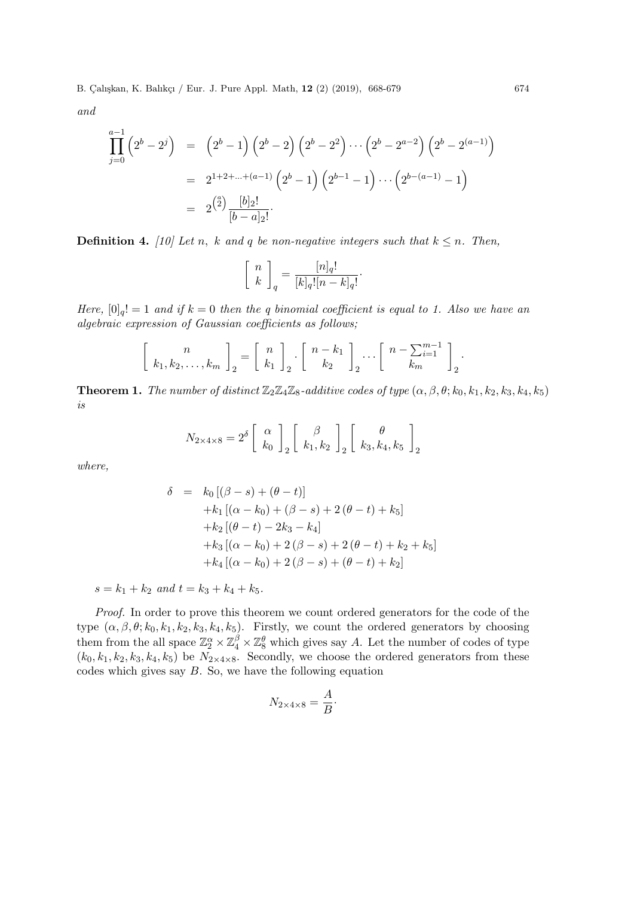*and*

$$
\begin{aligned}
\prod_{j=0}^{a-1}\left(2^b-2^j\right) &= \left(2^b-1\right)\left(2^b-2\right)\left(2^b-2^2\right)\cdots\left(2^b-2^{a-2}\right)\left(2^b-2^{(a-1)}\right)\\
&= 2^{1+2+\ldots+(a-1)}\left(2^b-1\right)\left(2^{b-1}-1\right)\cdots\left(2^{b-(a-1)}-1\right)\\
&= 2^{\binom{a}{2}}\frac{[b]_2!}{[b-a]_2!}.
\end{aligned}
$$

**Definition 4.** *[10] Let $n$, $k$ and $q$ be non-negative integers such that $k \leq n$. Then,*

$$
\left[\begin{array}{c} n \\ k \end{array}\right]_q = \frac{[n]_q!}{[k]_q![n-k]_q!}.
$$

*Here, $[0]_q! = 1$ and if $k = 0$ then the $q$ binomial coefficient is equal to 1. Also we have an algebraic expression of Gaussian coefficients as follows;*

$$
\left[\begin{array}{c} n \\ k_1, k_2, \ldots, k_m \end{array}\right]_2 = \left[\begin{array}{c} n \\ k_1 \end{array}\right]_2 \cdot \left[\begin{array}{c} n-k_1 \\ k_2 \end{array}\right]_2 \cdots \left[\begin{array}{c} n-\sum_{i=1}^{m-1} \\ k_m \end{array}\right]_2.
$$

**Theorem 1.** *The number of distinct $\mathbb{Z}_2\mathbb{Z}_4\mathbb{Z}_8$-additive codes of type $(\alpha, \beta, \theta; k_0, k_1, k_2, k_3, k_4, k_5)$ is*

$$
N_{2\times 4\times 8} = 2^{\delta}\left[\begin{array}{c} \alpha \\ k_0 \end{array}\right]_2 \left[\begin{array}{c} \beta \\ k_1, k_2 \end{array}\right]_2 \left[\begin{array}{c} \theta \\ k_3, k_4, k_5 \end{array}\right]_2
$$

*where,*

$$
\begin{aligned}
\delta &= k_0\left[(\beta-s)+(\theta-t)\right]\\
&\quad +k_1\left[(\alpha-k_0)+(\beta-s)+2(\theta-t)+k_5\right]\\
&\quad +k_2\left[(\theta-t)-2k_3-k_4\right]\\
&\quad +k_3\left[(\alpha-k_0)+2(\beta-s)+2(\theta-t)+k_2+k_5\right]\\
&\quad +k_4\left[(\alpha-k_0)+2(\beta-s)+(\theta-t)+k_2\right]
\end{aligned}
$$

$s = k_1 + k_2$ *and* $t = k_3 + k_4 + k_5$.

*Proof.* In order to prove this theorem we count ordered generators for the code of the type $(\alpha, \beta, \theta; k_0, k_1, k_2, k_3, k_4, k_5)$. Firstly, we count the ordered generators by choosing them from the all space $\mathbb{Z}_2^{\alpha} \times \mathbb{Z}_4^{\beta} \times \mathbb{Z}_8^{\theta}$ which gives say $A$. Let the number of codes of type $(k_0, k_1, k_2, k_3, k_4, k_5)$ be $N_{2\times 4\times 8}$. Secondly, we choose the ordered generators from these codes which gives say $B$. So, we have the following equation

$$
N_{2\times 4\times 8} = \frac{A}{B}.
$$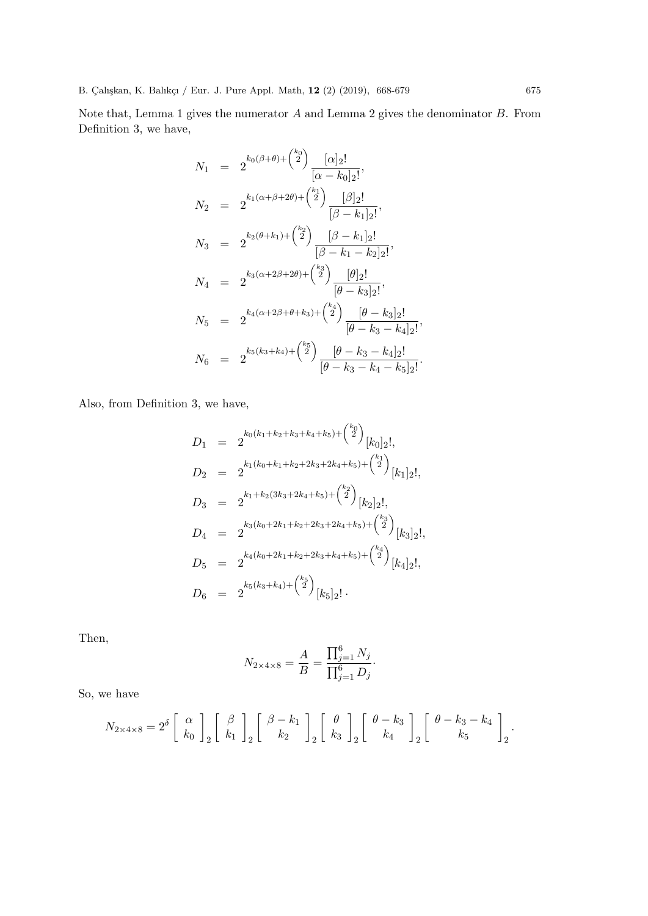Note that, Lemma 1 gives the numerator $A$ and Lemma 2 gives the denominator $B$. From Definition 3, we have,

$$
\begin{aligned}
N_1 &= 2^{k_0(\beta+\theta)+\binom{k_0}{2}} \frac{[\alpha]_2!}{[\alpha-k_0]_2!}, \\
N_2 &= 2^{k_1(\alpha+\beta+2\theta)+\binom{k_1}{2}} \frac{[\beta]_2!}{[\beta-k_1]_2!}, \\
N_3 &= 2^{k_2(\theta+k_1)+\binom{k_2}{2}} \frac{[\beta-k_1]_2!}{[\beta-k_1-k_2]_2!}, \\
N_4 &= 2^{k_3(\alpha+2\beta+2\theta)+\binom{k_3}{2}} \frac{[\theta]_2!}{[\theta-k_3]_2!}, \\
N_5 &= 2^{k_4(\alpha+2\beta+\theta+k_3)+\binom{k_4}{2}} \frac{[\theta-k_3]_2!}{[\theta-k_3-k_4]_2!}, \\
N_6 &= 2^{k_5(k_3+k_4)+\binom{k_5}{2}} \frac{[\theta-k_3-k_4]_2!}{[\theta-k_3-k_4-k_5]_2!}.
\end{aligned}
$$

Also, from Definition 3, we have,

$$
\begin{aligned}
D_1 &= 2^{k_0(k_1+k_2+k_3+k_4+k_5)+\binom{k_0}{2}} [k_0]_2!, \\
D_2 &= 2^{k_1(k_0+k_1+k_2+2k_3+2k_4+k_5)+\binom{k_1}{2}} [k_1]_2!, \\
D_3 &= 2^{k_1+k_2(3k_3+2k_4+k_5)+\binom{k_2}{2}} [k_2]_2!, \\
D_4 &= 2^{k_3(k_0+2k_1+k_2+2k_3+2k_4+k_5)+\binom{k_3}{2}} [k_3]_2!, \\
D_5 &= 2^{k_4(k_0+2k_1+k_2+2k_3+k_4+k_5)+\binom{k_4}{2}} [k_4]_2!, \\
D_6 &= 2^{k_5(k_3+k_4)+\binom{k_5}{2}} [k_5]_2! \cdot
\end{aligned}
$$

Then,

$$
N_{2\times 4\times 8} = \frac{A}{B} = \frac{\prod_{j=1}^{6} N_j}{\prod_{j=1}^{6} D_j} \cdot
$$

So, we have

$$
N_{2\times 4\times 8} = 2^{\delta} \begin{bmatrix} \alpha \\ k_0 \end{bmatrix}_2 \begin{bmatrix} \beta \\ k_1 \end{bmatrix}_2 \begin{bmatrix} \beta-k_1 \\ k_2 \end{bmatrix}_2 \begin{bmatrix} \theta \\ k_3 \end{bmatrix}_2 \begin{bmatrix} \theta-k_3 \\ k_4 \end{bmatrix}_2 \begin{bmatrix} \theta-k_3-k_4 \\ k_5 \end{bmatrix}_2 .
$$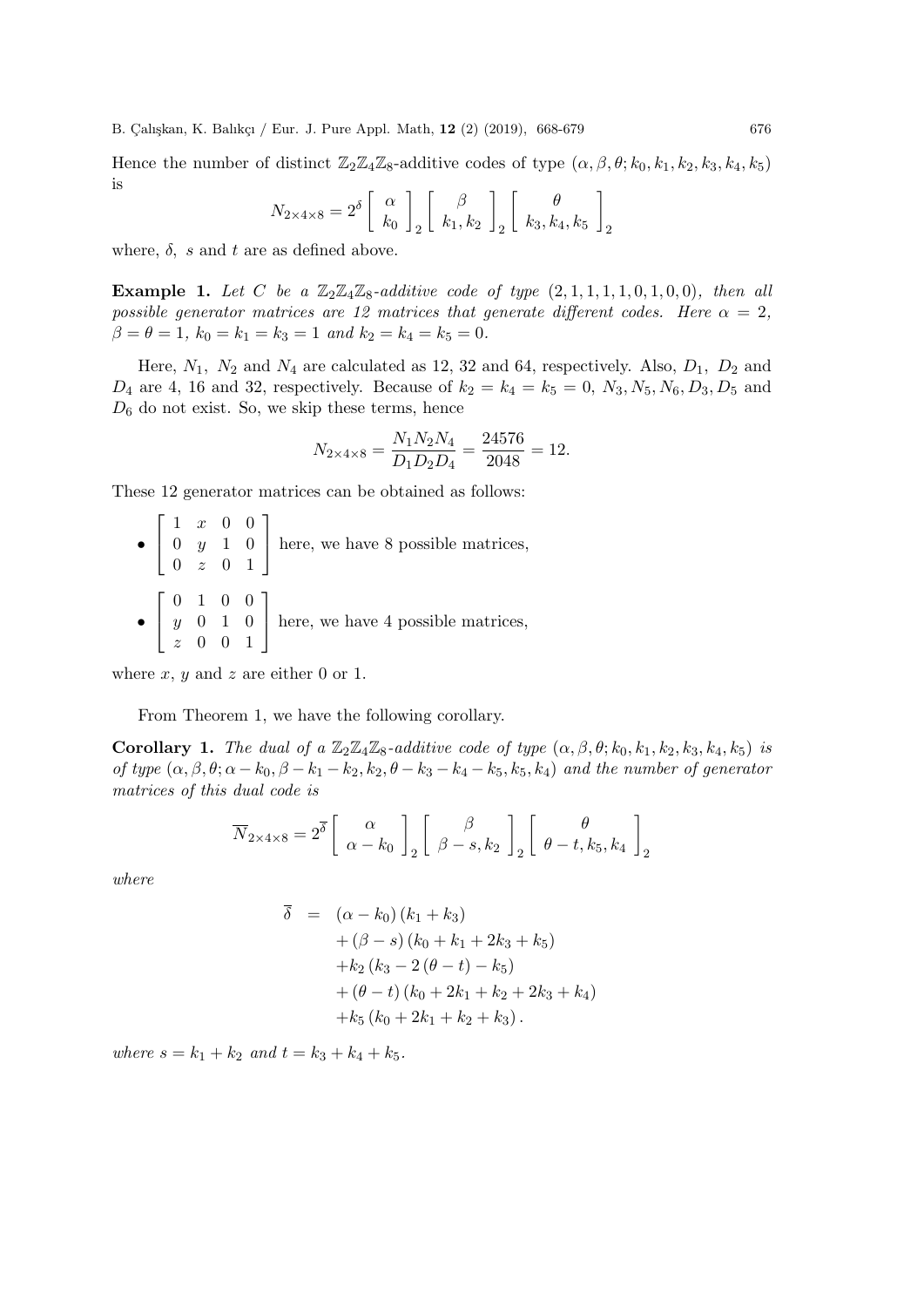Hence the number of distinct $\mathbb{Z}_2\mathbb{Z}_4\mathbb{Z}_8$-additive codes of type $(\alpha, \beta, \theta; k_0, k_1, k_2, k_3, k_4, k_5)$ is

$$N_{2\times 4\times 8} = 2^{\delta} \begin{bmatrix} \alpha \\ k_0 \end{bmatrix}_2 \begin{bmatrix} \beta \\ k_1, k_2 \end{bmatrix}_2 \begin{bmatrix} \theta \\ k_3, k_4, k_5 \end{bmatrix}_2$$

where, $\delta$, $s$ and $t$ are as defined above.

**Example 1.** *Let $C$ be a $\mathbb{Z}_2\mathbb{Z}_4\mathbb{Z}_8$-additive code of type $(2, 1, 1, 1, 1, 0, 1, 0, 0)$, then all possible generator matrices are 12 matrices that generate different codes. Here $\alpha = 2$, $\beta = \theta = 1$, $k_0 = k_1 = k_3 = 1$ and $k_2 = k_4 = k_5 = 0$.*

Here, $N_1$, $N_2$ and $N_4$ are calculated as 12, 32 and 64, respectively. Also, $D_1$, $D_2$ and $D_4$ are 4, 16 and 32, respectively. Because of $k_2 = k_4 = k_5 = 0$, $N_3, N_5, N_6, D_3, D_5$ and $D_6$ do not exist. So, we skip these terms, hence

$$N_{2\times 4\times 8} = \frac{N_1 N_2 N_4}{D_1 D_2 D_4} = \frac{24576}{2048} = 12.$$

These 12 generator matrices can be obtained as follows:

- $\begin{bmatrix} 1 & x & 0 & 0 \\ 0 & y & 1 & 0 \\ 0 & z & 0 & 1 \end{bmatrix}$ here, we have 8 possible matrices,
- $\begin{bmatrix} 0 & 1 & 0 & 0 \\ y & 0 & 1 & 0 \\ z & 0 & 0 & 1 \end{bmatrix}$ here, we have 4 possible matrices,

where $x$, $y$ and $z$ are either 0 or 1.

From Theorem 1, we have the following corollary.

**Corollary 1.** *The dual of a $\mathbb{Z}_2\mathbb{Z}_4\mathbb{Z}_8$-additive code of type $(\alpha, \beta, \theta; k_0, k_1, k_2, k_3, k_4, k_5)$ is of type $(\alpha, \beta, \theta; \alpha - k_0, \beta - k_1 - k_2, k_2, \theta - k_3 - k_4 - k_5, k_5, k_4)$ and the number of generator matrices of this dual code is*

$$\overline{N}_{2\times 4\times 8} = 2^{\overline{\delta}} \begin{bmatrix} \alpha \\ \alpha - k_0 \end{bmatrix}_2 \begin{bmatrix} \beta \\ \beta - s, k_2 \end{bmatrix}_2 \begin{bmatrix} \theta \\ \theta - t, k_5, k_4 \end{bmatrix}_2$$

*where*

$$\begin{aligned} \overline{\delta} &= (\alpha - k_0)(k_1 + k_3) \\ &\quad + (\beta - s)(k_0 + k_1 + 2k_3 + k_5) \\ &\quad + k_2 (k_3 - 2(\theta - t) - k_5) \\ &\quad + (\theta - t)(k_0 + 2k_1 + k_2 + 2k_3 + k_4) \\ &\quad + k_5 (k_0 + 2k_1 + k_2 + k_3). \end{aligned}$$

*where $s = k_1 + k_2$ and $t = k_3 + k_4 + k_5$.*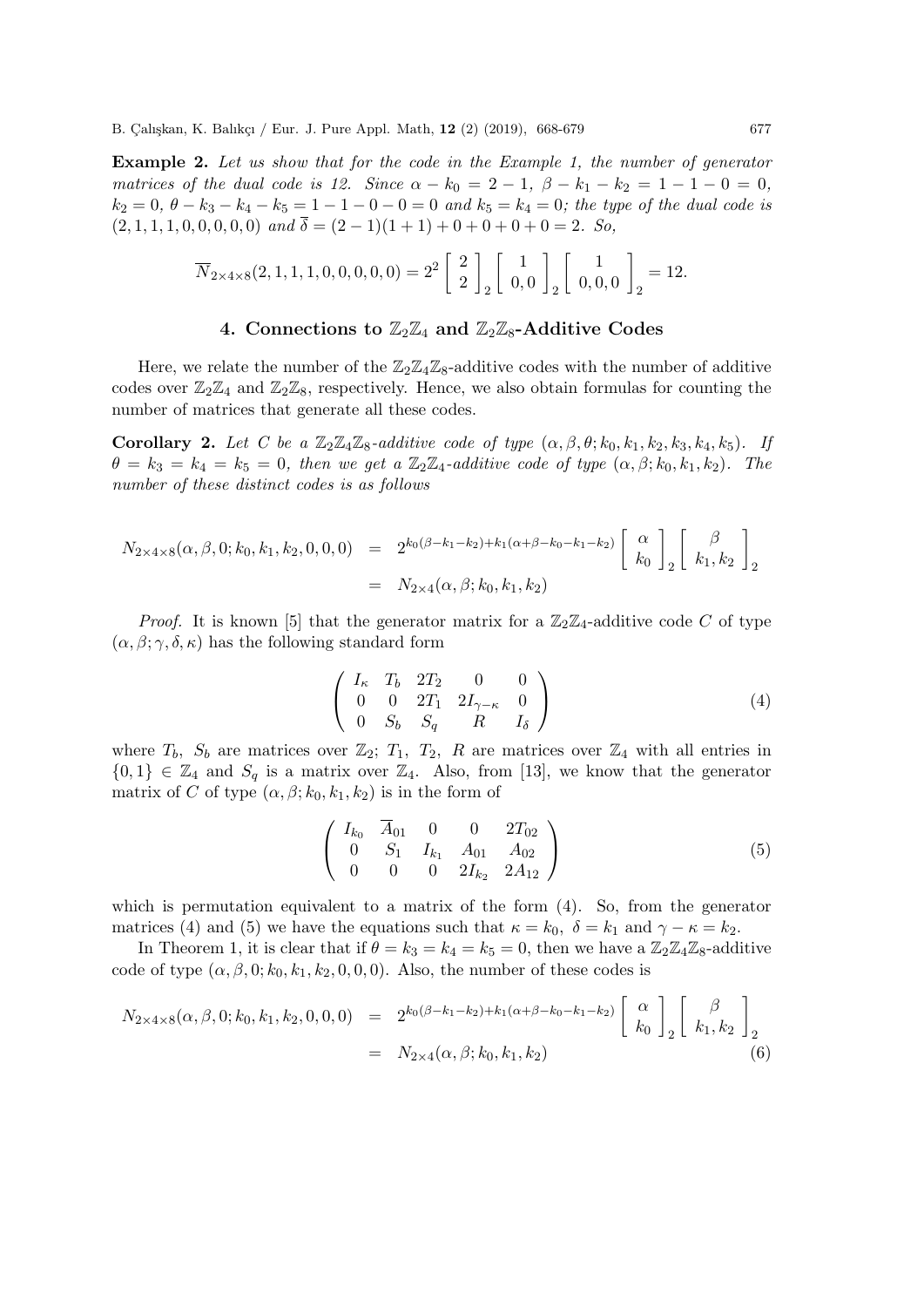**Example 2.** *Let us show that for the code in the Example 1, the number of generator matrices of the dual code is 12. Since $\alpha - k_0 = 2 - 1$, $\beta - k_1 - k_2 = 1 - 1 - 0 = 0$, $k_2 = 0$, $\theta - k_3 - k_4 - k_5 = 1 - 1 - 0 - 0 = 0$ and $k_5 = k_4 = 0$; the type of the dual code is $(2, 1, 1, 1, 0, 0, 0, 0, 0)$ and $\overline{\delta} = (2 - 1)(1 + 1) + 0 + 0 + 0 + 0 = 2$. So,*

$$\overline{N}_{2\times 4\times 8}(2, 1, 1, 1, 0, 0, 0, 0, 0) = 2^2 \begin{bmatrix} 2 \\ 2 \end{bmatrix}_2 \begin{bmatrix} 1 \\ 0, 0 \end{bmatrix}_2 \begin{bmatrix} 1 \\ 0, 0, 0 \end{bmatrix}_2 = 12.$$

## 4. Connections to $\mathbb{Z}_2\mathbb{Z}_4$ and $\mathbb{Z}_2\mathbb{Z}_8$-Additive Codes

Here, we relate the number of the $\mathbb{Z}_2\mathbb{Z}_4\mathbb{Z}_8$-additive codes with the number of additive codes over $\mathbb{Z}_2\mathbb{Z}_4$ and $\mathbb{Z}_2\mathbb{Z}_8$, respectively. Hence, we also obtain formulas for counting the number of matrices that generate all these codes.

**Corollary 2.** *Let $C$ be a $\mathbb{Z}_2\mathbb{Z}_4\mathbb{Z}_8$-additive code of type $(\alpha, \beta, \theta; k_0, k_1, k_2, k_3, k_4, k_5)$. If $\theta = k_3 = k_4 = k_5 = 0$, then we get a $\mathbb{Z}_2\mathbb{Z}_4$-additive code of type $(\alpha, \beta; k_0, k_1, k_2)$. The number of these distinct codes is as follows*

$$\begin{aligned} N_{2\times 4\times 8}(\alpha, \beta, 0; k_0, k_1, k_2, 0, 0, 0) &= 2^{k_0(\beta - k_1 - k_2) + k_1(\alpha + \beta - k_0 - k_1 - k_2)} \begin{bmatrix} \alpha \\ k_0 \end{bmatrix}_2 \begin{bmatrix} \beta \\ k_1, k_2 \end{bmatrix}_2 \\ &= N_{2\times 4}(\alpha, \beta; k_0, k_1, k_2) \end{aligned}$$

*Proof.* It is known [5] that the generator matrix for a $\mathbb{Z}_2\mathbb{Z}_4$-additive code $C$ of type $(\alpha, \beta; \gamma, \delta, \kappa)$ has the following standard form

$$\begin{pmatrix} I_\kappa & T_b & 2T_2 & 0 & 0 \\ 0 & 0 & 2T_1 & 2I_{\gamma-\kappa} & 0 \\ 0 & S_b & S_q & R & I_\delta \end{pmatrix} \tag{4}$$

where $T_b$, $S_b$ are matrices over $\mathbb{Z}_2$; $T_1$, $T_2$, $R$ are matrices over $\mathbb{Z}_4$ with all entries in $\{0, 1\} \in \mathbb{Z}_4$ and $S_q$ is a matrix over $\mathbb{Z}_4$. Also, from [13], we know that the generator matrix of $C$ of type $(\alpha, \beta; k_0, k_1, k_2)$ is in the form of

$$\begin{pmatrix} I_{k_0} & \overline{A}_{01} & 0 & 0 & 2T_{02} \\ 0 & S_1 & I_{k_1} & A_{01} & A_{02} \\ 0 & 0 & 0 & 2I_{k_2} & 2A_{12} \end{pmatrix} \tag{5}$$

which is permutation equivalent to a matrix of the form (4). So, from the generator matrices (4) and (5) we have the equations such that $\kappa = k_0$, $\delta = k_1$ and $\gamma - \kappa = k_2$.

In Theorem 1, it is clear that if $\theta = k_3 = k_4 = k_5 = 0$, then we have a $\mathbb{Z}_2\mathbb{Z}_4\mathbb{Z}_8$-additive code of type $(\alpha, \beta, 0; k_0, k_1, k_2, 0, 0, 0)$. Also, the number of these codes is

$$\begin{aligned} N_{2\times 4\times 8}(\alpha, \beta, 0; k_0, k_1, k_2, 0, 0, 0) &= 2^{k_0(\beta - k_1 - k_2) + k_1(\alpha + \beta - k_0 - k_1 - k_2)} \begin{bmatrix} \alpha \\ k_0 \end{bmatrix}_2 \begin{bmatrix} \beta \\ k_1, k_2 \end{bmatrix}_2 \\ &= N_{2\times 4}(\alpha, \beta; k_0, k_1, k_2) \end{aligned} \tag{6}$$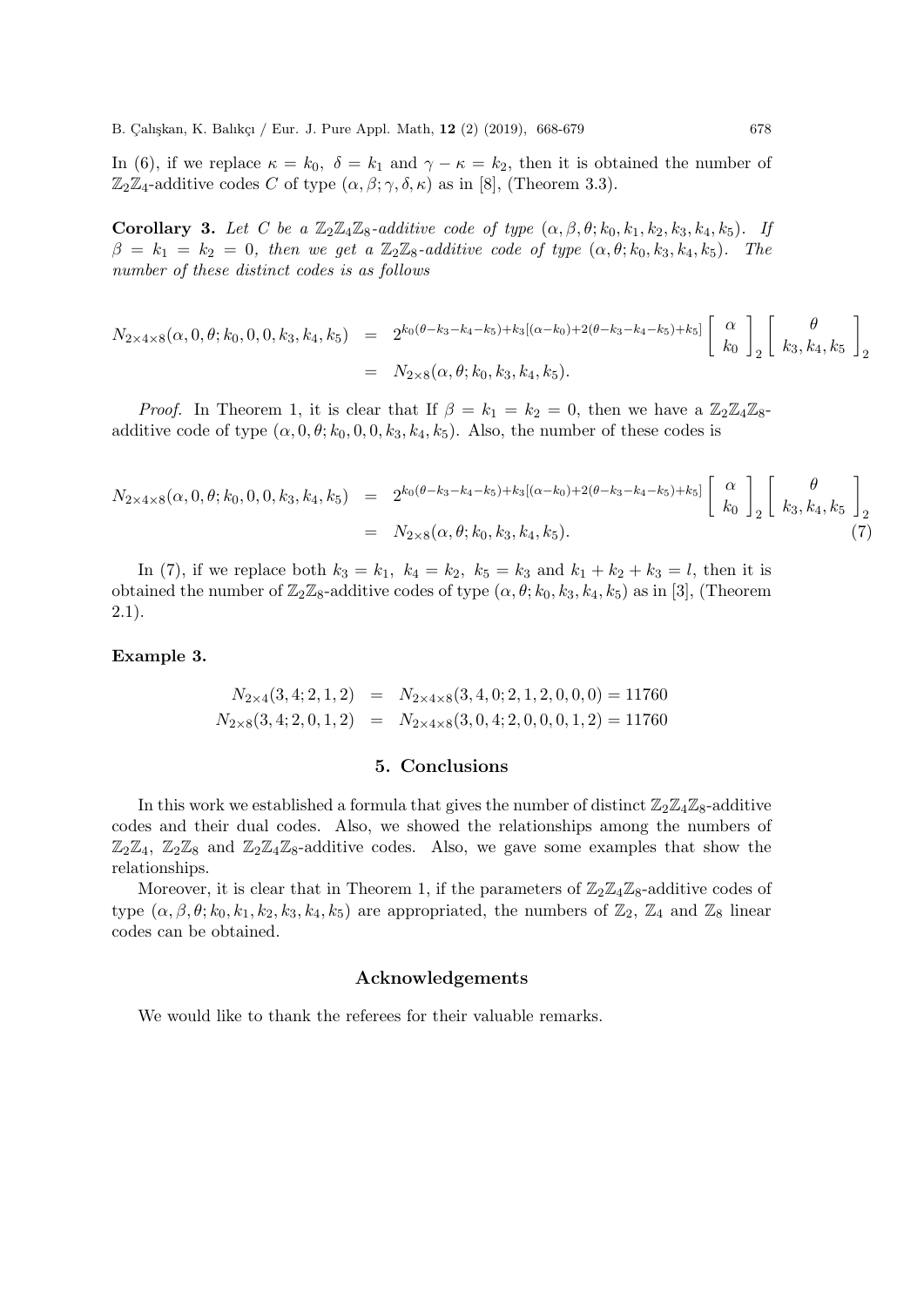In (6), if we replace $\kappa = k_0$, $\delta = k_1$ and $\gamma - \kappa = k_2$, then it is obtained the number of $\mathbb{Z}_2\mathbb{Z}_4$-additive codes $C$ of type $(\alpha, \beta; \gamma, \delta, \kappa)$ as in [8], (Theorem 3.3).

**Corollary 3.** *Let $C$ be a $\mathbb{Z}_2\mathbb{Z}_4\mathbb{Z}_8$-additive code of type $(\alpha, \beta, \theta; k_0, k_1, k_2, k_3, k_4, k_5)$. If $\beta = k_1 = k_2 = 0$, then we get a $\mathbb{Z}_2\mathbb{Z}_8$-additive code of type $(\alpha, \theta; k_0, k_3, k_4, k_5)$. The number of these distinct codes is as follows*

$$
\begin{aligned}
N_{2\times 4\times 8}(\alpha, 0, \theta; k_0, 0, 0, k_3, k_4, k_5) &= 2^{k_0(\theta - k_3 - k_4 - k_5) + k_3[(\alpha - k_0) + 2(\theta - k_3 - k_4 - k_5) + k_5]} \begin{bmatrix} \alpha \\ k_0 \end{bmatrix}_2 \begin{bmatrix} \theta \\ k_3, k_4, k_5 \end{bmatrix}_2 \\
&= N_{2\times 8}(\alpha, \theta; k_0, k_3, k_4, k_5).
\end{aligned}
$$

*Proof.* In Theorem 1, it is clear that If $\beta = k_1 = k_2 = 0$, then we have a $\mathbb{Z}_2\mathbb{Z}_4\mathbb{Z}_8$-additive code of type $(\alpha, 0, \theta; k_0, 0, 0, k_3, k_4, k_5)$. Also, the number of these codes is

$$
\begin{aligned}
N_{2\times 4\times 8}(\alpha, 0, \theta; k_0, 0, 0, k_3, k_4, k_5) &= 2^{k_0(\theta - k_3 - k_4 - k_5) + k_3[(\alpha - k_0) + 2(\theta - k_3 - k_4 - k_5) + k_5]} \begin{bmatrix} \alpha \\ k_0 \end{bmatrix}_2 \begin{bmatrix} \theta \\ k_3, k_4, k_5 \end{bmatrix}_2 \\
&= N_{2\times 8}(\alpha, \theta; k_0, k_3, k_4, k_5). \qquad (7)
\end{aligned}
$$

In (7), if we replace both $k_3 = k_1$, $k_4 = k_2$, $k_5 = k_3$ and $k_1 + k_2 + k_3 = l$, then it is obtained the number of $\mathbb{Z}_2\mathbb{Z}_8$-additive codes of type $(\alpha, \theta; k_0, k_3, k_4, k_5)$ as in [3], (Theorem 2.1).

**Example 3.**

$$
\begin{aligned}
N_{2\times 4}(3, 4; 2, 1, 2) &= N_{2\times 4\times 8}(3, 4, 0; 2, 1, 2, 0, 0, 0) = 11760 \\
N_{2\times 8}(3, 4; 2, 0, 1, 2) &= N_{2\times 4\times 8}(3, 0, 4; 2, 0, 0, 0, 1, 2) = 11760
\end{aligned}
$$

## 5. Conclusions

In this work we established a formula that gives the number of distinct $\mathbb{Z}_2\mathbb{Z}_4\mathbb{Z}_8$-additive codes and their dual codes. Also, we showed the relationships among the numbers of $\mathbb{Z}_2\mathbb{Z}_4$, $\mathbb{Z}_2\mathbb{Z}_8$ and $\mathbb{Z}_2\mathbb{Z}_4\mathbb{Z}_8$-additive codes. Also, we gave some examples that show the relationships.

Moreover, it is clear that in Theorem 1, if the parameters of $\mathbb{Z}_2\mathbb{Z}_4\mathbb{Z}_8$-additive codes of type $(\alpha, \beta, \theta; k_0, k_1, k_2, k_3, k_4, k_5)$ are appropriated, the numbers of $\mathbb{Z}_2$, $\mathbb{Z}_4$ and $\mathbb{Z}_8$ linear codes can be obtained.

## Acknowledgements

We would like to thank the referees for their valuable remarks.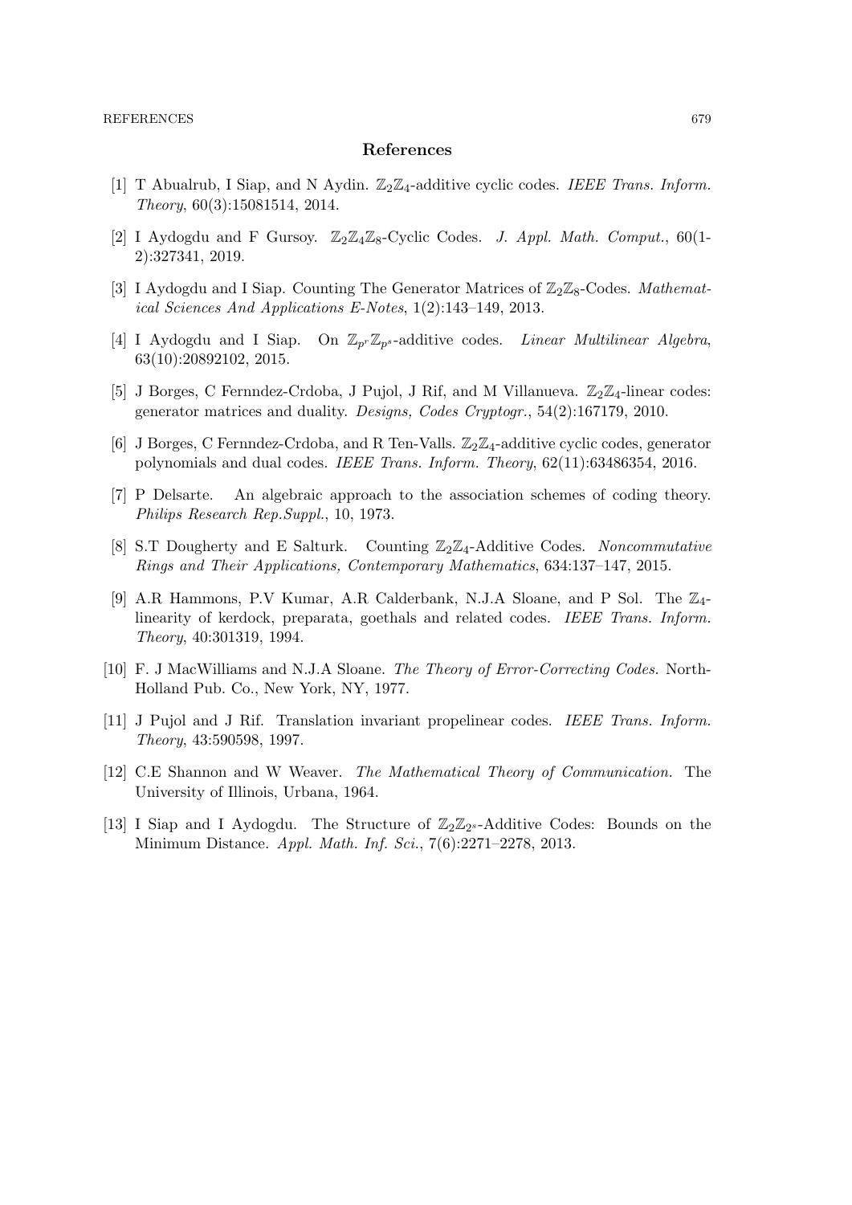## References

[1] T Abualrub, I Siap, and N Aydin. $\mathbb{Z}_2\mathbb{Z}_4$-additive cyclic codes. *IEEE Trans. Inform. Theory*, 60(3):15081514, 2014.

[2] I Aydogdu and F Gursoy. $\mathbb{Z}_2\mathbb{Z}_4\mathbb{Z}_8$-Cyclic Codes. *J. Appl. Math. Comput.*, 60(1-2):327341, 2019.

[3] I Aydogdu and I Siap. Counting The Generator Matrices of $\mathbb{Z}_2\mathbb{Z}_8$-Codes. *Mathematical Sciences And Applications E-Notes*, 1(2):143–149, 2013.

[4] I Aydogdu and I Siap. On $\mathbb{Z}_{p^r}\mathbb{Z}_{p^s}$-additive codes. *Linear Multilinear Algebra*, 63(10):20892102, 2015.

[5] J Borges, C Fernndez-Crdoba, J Pujol, J Rif, and M Villanueva. $\mathbb{Z}_2\mathbb{Z}_4$-linear codes: generator matrices and duality. *Designs, Codes Cryptogr.*, 54(2):167179, 2010.

[6] J Borges, C Fernndez-Crdoba, and R Ten-Valls. $\mathbb{Z}_2\mathbb{Z}_4$-additive cyclic codes, generator polynomials and dual codes. *IEEE Trans. Inform. Theory*, 62(11):63486354, 2016.

[7] P Delsarte. An algebraic approach to the association schemes of coding theory. *Philips Research Rep.Suppl.*, 10, 1973.

[8] S.T Dougherty and E Salturk. Counting $\mathbb{Z}_2\mathbb{Z}_4$-Additive Codes. *Noncommutative Rings and Their Applications, Contemporary Mathematics*, 634:137–147, 2015.

[9] A.R Hammons, P.V Kumar, A.R Calderbank, N.J.A Sloane, and P Sol. The $\mathbb{Z}_4$-linearity of kerdock, preparata, goethals and related codes. *IEEE Trans. Inform. Theory*, 40:301319, 1994.

[10] F. J MacWilliams and N.J.A Sloane. *The Theory of Error-Correcting Codes.* North-Holland Pub. Co., New York, NY, 1977.

[11] J Pujol and J Rif. Translation invariant propelinear codes. *IEEE Trans. Inform. Theory*, 43:590598, 1997.

[12] C.E Shannon and W Weaver. *The Mathematical Theory of Communication.* The University of Illinois, Urbana, 1964.

[13] I Siap and I Aydogdu. The Structure of $\mathbb{Z}_2\mathbb{Z}_{2^s}$-Additive Codes: Bounds on the Minimum Distance. *Appl. Math. Inf. Sci.*, 7(6):2271–2278, 2013.